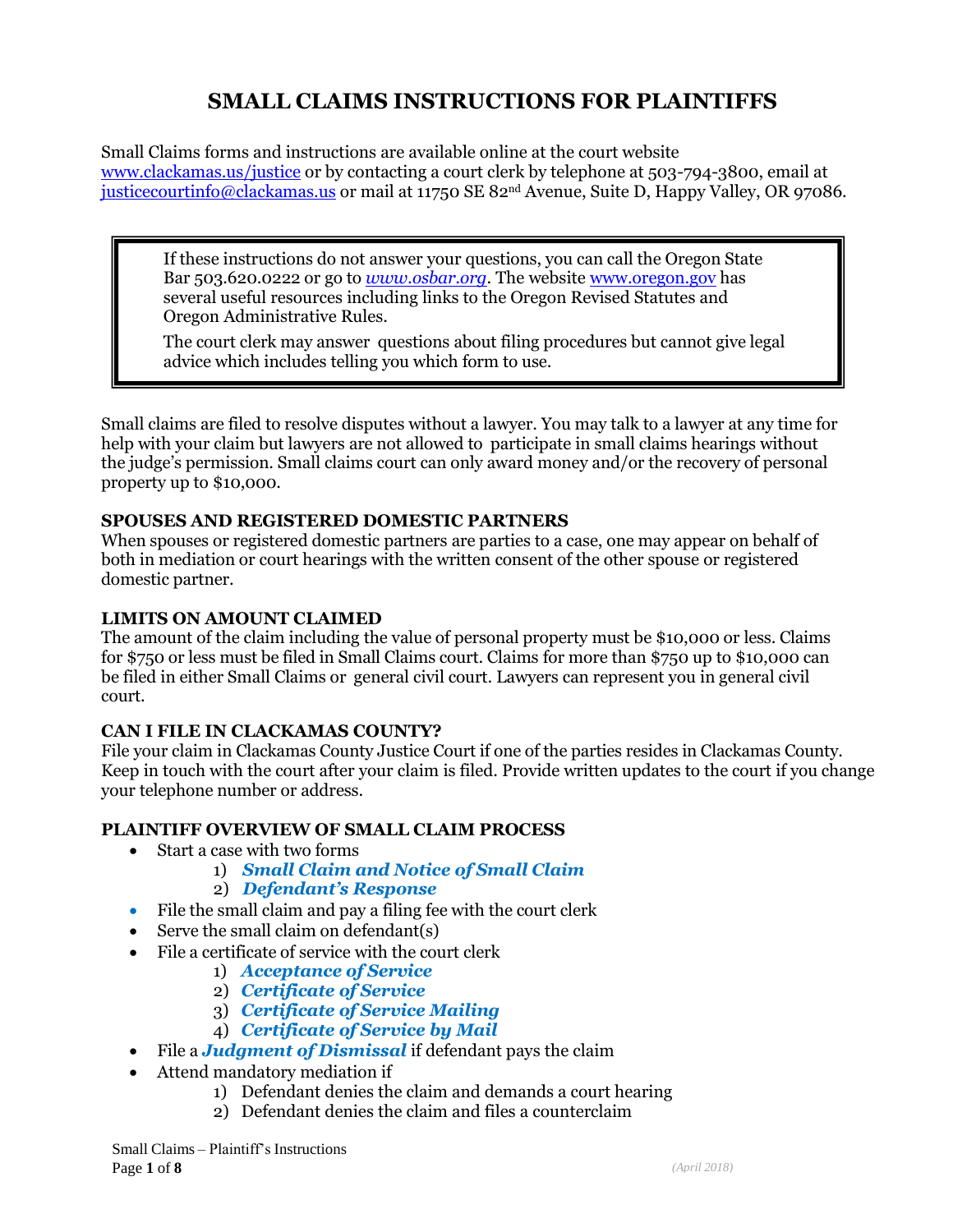# SMALL CLAIMS INSTRUCTIONS FOR PLAINTIFFS

Small Claims forms and instructions are available online at the court website www.clackamas.us/justice or by contacting a court clerk by telephone at 503-794-3800, email at justicecourtinfo@clackamas.us or mail at 11750 SE 82nd Avenue, Suite D, Happy Valley, OR 97086.

> If these instructions do not answer your questions, you can call the Oregon State Bar 503.620.0222 or go to *www.osbar.org*. The website www.oregon.gov has several useful resources including links to the Oregon Revised Statutes and Oregon Administrative Rules.
>
> The court clerk may answer questions about filing procedures but cannot give legal advice which includes telling you which form to use.

Small claims are filed to resolve disputes without a lawyer. You may talk to a lawyer at any time for help with your claim but lawyers are not allowed to participate in small claims hearings without the judge's permission. Small claims court can only award money and/or the recovery of personal property up to $10,000.

### SPOUSES AND REGISTERED DOMESTIC PARTNERS

When spouses or registered domestic partners are parties to a case, one may appear on behalf of both in mediation or court hearings with the written consent of the other spouse or registered domestic partner.

### LIMITS ON AMOUNT CLAIMED

The amount of the claim including the value of personal property must be $10,000 or less. Claims for $750 or less must be filed in Small Claims court. Claims for more than $750 up to $10,000 can be filed in either Small Claims or general civil court. Lawyers can represent you in general civil court.

### CAN I FILE IN CLACKAMAS COUNTY?

File your claim in Clackamas County Justice Court if one of the parties resides in Clackamas County. Keep in touch with the court after your claim is filed. Provide written updates to the court if you change your telephone number or address.

### PLAINTIFF OVERVIEW OF SMALL CLAIM PROCESS

- Start a case with two forms
  1) ***Small Claim and Notice of Small Claim***
  2) ***Defendant's Response***
- File the small claim and pay a filing fee with the court clerk
- Serve the small claim on defendant(s)
- File a certificate of service with the court clerk
  1) ***Acceptance of Service***
  2) ***Certificate of Service***
  3) ***Certificate of Service Mailing***
  4) ***Certificate of Service by Mail***
- File a ***Judgment of Dismissal*** if defendant pays the claim
- Attend mandatory mediation if
  1) Defendant denies the claim and demands a court hearing
  2) Defendant denies the claim and files a counterclaim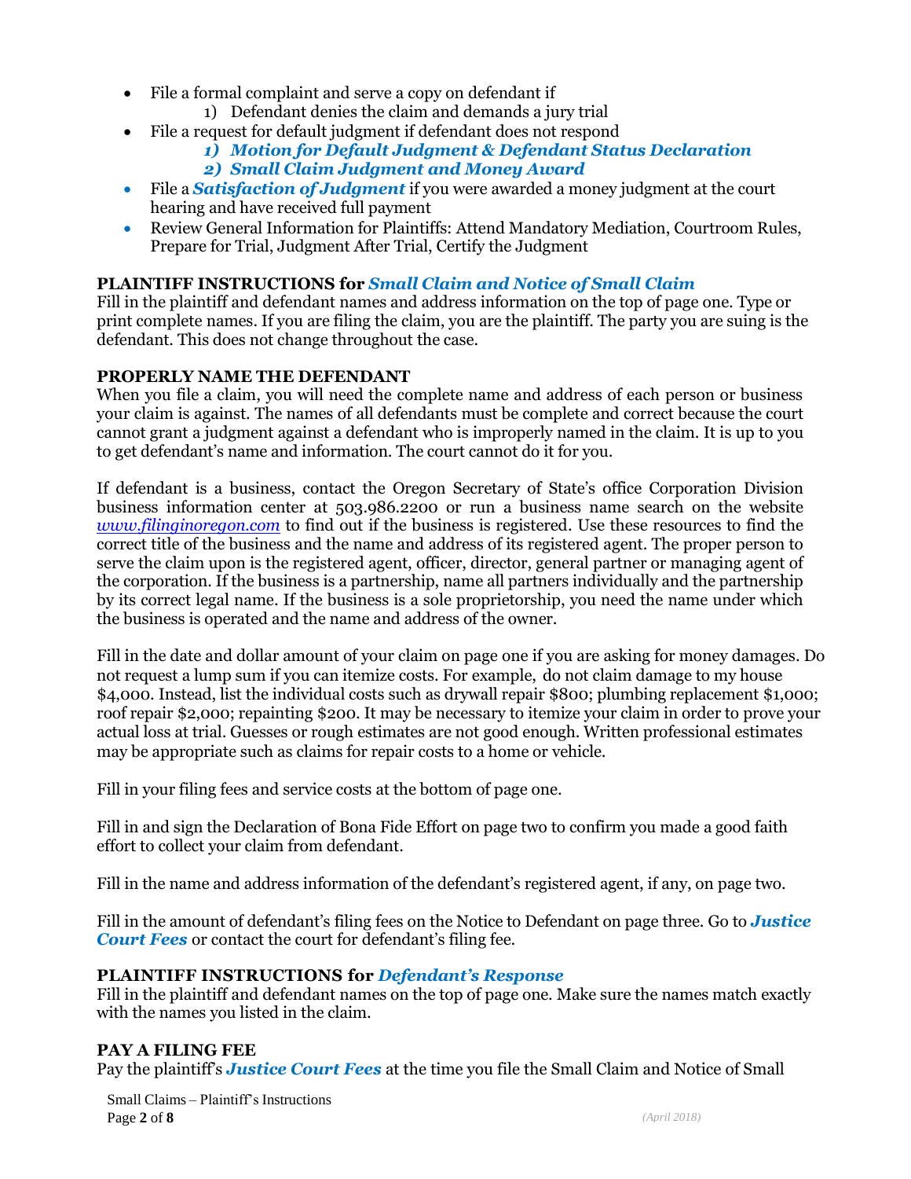- File a formal complaint and serve a copy on defendant if
    1) Defendant denies the claim and demands a jury trial
- File a request for default judgment if defendant does not respond
    1) ***Motion for Default Judgment & Defendant Status Declaration***
    2) ***Small Claim Judgment and Money Award***
- File a ***Satisfaction of Judgment*** if you were awarded a money judgment at the court hearing and have received full payment
- Review General Information for Plaintiffs: Attend Mandatory Mediation, Courtroom Rules, Prepare for Trial, Judgment After Trial, Certify the Judgment

**PLAINTIFF INSTRUCTIONS for *Small Claim and Notice of Small Claim***

Fill in the plaintiff and defendant names and address information on the top of page one. Type or print complete names. If you are filing the claim, you are the plaintiff. The party you are suing is the defendant. This does not change throughout the case.

**PROPERLY NAME THE DEFENDANT**

When you file a claim, you will need the complete name and address of each person or business your claim is against. The names of all defendants must be complete and correct because the court cannot grant a judgment against a defendant who is improperly named in the claim. It is up to you to get defendant's name and information. The court cannot do it for you.

If defendant is a business, contact the Oregon Secretary of State's office Corporation Division business information center at 503.986.2200 or run a business name search on the website *www.filinginoregon.com* to find out if the business is registered. Use these resources to find the correct title of the business and the name and address of its registered agent. The proper person to serve the claim upon is the registered agent, officer, director, general partner or managing agent of the corporation. If the business is a partnership, name all partners individually and the partnership by its correct legal name. If the business is a sole proprietorship, you need the name under which the business is operated and the name and address of the owner.

Fill in the date and dollar amount of your claim on page one if you are asking for money damages. Do not request a lump sum if you can itemize costs. For example, do not claim damage to my house $4,000. Instead, list the individual costs such as drywall repair $800; plumbing replacement $1,000; roof repair $2,000; repainting $200. It may be necessary to itemize your claim in order to prove your actual loss at trial. Guesses or rough estimates are not good enough. Written professional estimates may be appropriate such as claims for repair costs to a home or vehicle.

Fill in your filing fees and service costs at the bottom of page one.

Fill in and sign the Declaration of Bona Fide Effort on page two to confirm you made a good faith effort to collect your claim from defendant.

Fill in the name and address information of the defendant's registered agent, if any, on page two.

Fill in the amount of defendant's filing fees on the Notice to Defendant on page three. Go to ***Justice Court Fees*** or contact the court for defendant's filing fee.

**PLAINTIFF INSTRUCTIONS for *Defendant's Response***

Fill in the plaintiff and defendant names on the top of page one. Make sure the names match exactly with the names you listed in the claim.

**PAY A FILING FEE**

Pay the plaintiff's ***Justice Court Fees*** at the time you file the Small Claim and Notice of Small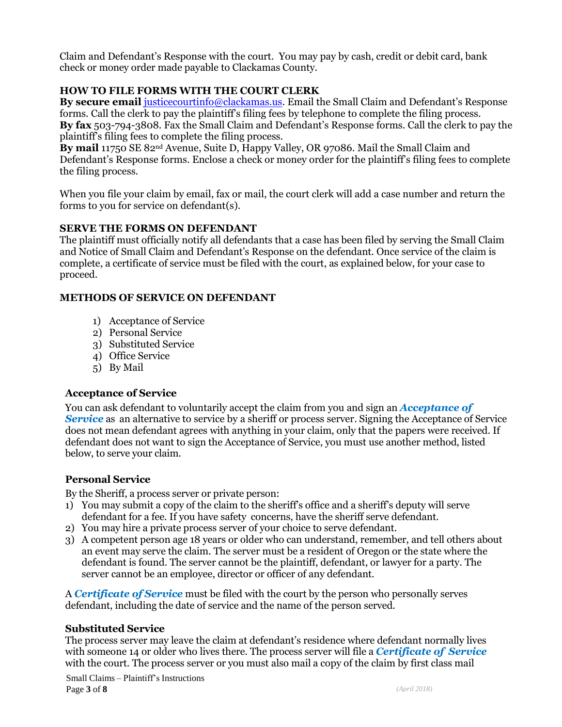Claim and Defendant's Response with the court. You may pay by cash, credit or debit card, bank check or money order made payable to Clackamas County.

## HOW TO FILE FORMS WITH THE COURT CLERK

**By secure email** justicecourtinfo@clackamas.us. Email the Small Claim and Defendant's Response forms. Call the clerk to pay the plaintiff's filing fees by telephone to complete the filing process.
**By fax** 503-794-3808. Fax the Small Claim and Defendant's Response forms. Call the clerk to pay the plaintiff's filing fees to complete the filing process.
**By mail** 11750 SE 82nd Avenue, Suite D, Happy Valley, OR 97086. Mail the Small Claim and Defendant's Response forms. Enclose a check or money order for the plaintiff's filing fees to complete the filing process.

When you file your claim by email, fax or mail, the court clerk will add a case number and return the forms to you for service on defendant(s).

## SERVE THE FORMS ON DEFENDANT

The plaintiff must officially notify all defendants that a case has been filed by serving the Small Claim and Notice of Small Claim and Defendant's Response on the defendant. Once service of the claim is complete, a certificate of service must be filed with the court, as explained below, for your case to proceed.

## METHODS OF SERVICE ON DEFENDANT

1) Acceptance of Service
2) Personal Service
3) Substituted Service
4) Office Service
5) By Mail

### Acceptance of Service

You can ask defendant to voluntarily accept the claim from you and sign an ***Acceptance of Service*** as an alternative to service by a sheriff or process server. Signing the Acceptance of Service does not mean defendant agrees with anything in your claim, only that the papers were received. If defendant does not want to sign the Acceptance of Service, you must use another method, listed below, to serve your claim.

### Personal Service

By the Sheriff, a process server or private person:

1) You may submit a copy of the claim to the sheriff's office and a sheriff's deputy will serve defendant for a fee. If you have safety concerns, have the sheriff serve defendant.
2) You may hire a private process server of your choice to serve defendant.
3) A competent person age 18 years or older who can understand, remember, and tell others about an event may serve the claim. The server must be a resident of Oregon or the state where the defendant is found. The server cannot be the plaintiff, defendant, or lawyer for a party. The server cannot be an employee, director or officer of any defendant.

A ***Certificate of Service*** must be filed with the court by the person who personally serves defendant, including the date of service and the name of the person served.

### Substituted Service

The process server may leave the claim at defendant's residence where defendant normally lives with someone 14 or older who lives there. The process server will file a ***Certificate of Service*** with the court. The process server or you must also mail a copy of the claim by first class mail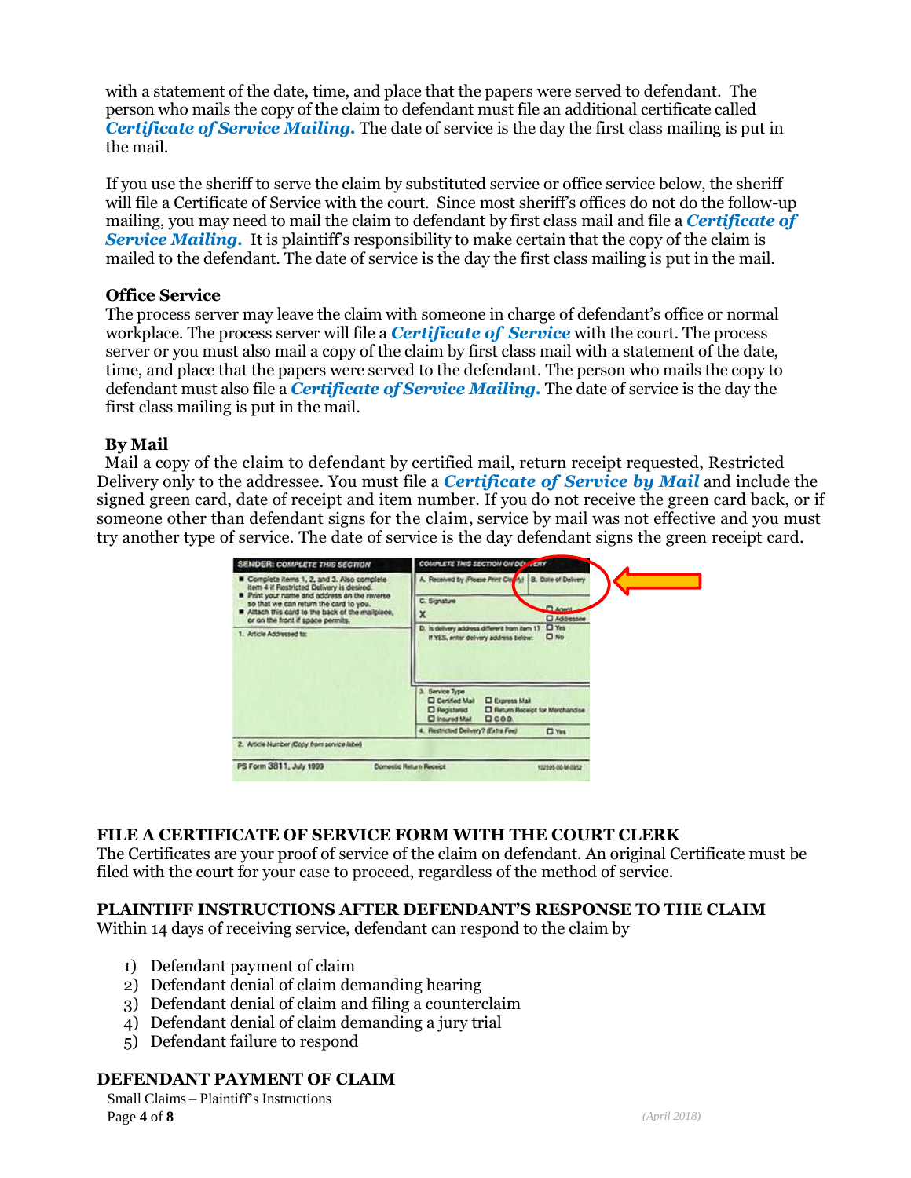with a statement of the date, time, and place that the papers were served to defendant. The person who mails the copy of the claim to defendant must file an additional certificate called ***Certificate of Service Mailing.*** The date of service is the day the first class mailing is put in the mail.

If you use the sheriff to serve the claim by substituted service or office service below, the sheriff will file a Certificate of Service with the court. Since most sheriff's offices do not do the follow-up mailing, you may need to mail the claim to defendant by first class mail and file a ***Certificate of Service Mailing.*** It is plaintiff's responsibility to make certain that the copy of the claim is mailed to the defendant. The date of service is the day the first class mailing is put in the mail.

**Office Service**

The process server may leave the claim with someone in charge of defendant's office or normal workplace. The process server will file a ***Certificate of Service*** with the court. The process server or you must also mail a copy of the claim by first class mail with a statement of the date, time, and place that the papers were served to the defendant. The person who mails the copy to defendant must also file a ***Certificate of Service Mailing.*** The date of service is the day the first class mailing is put in the mail.

**By Mail**

Mail a copy of the claim to defendant by certified mail, return receipt requested, Restricted Delivery only to the addressee. You must file a ***Certificate of Service by Mail*** and include the signed green card, date of receipt and item number. If you do not receive the green card back, or if someone other than defendant signs for the claim, service by mail was not effective and you must try another type of service. The date of service is the day defendant signs the green receipt card.

## FILE A CERTIFICATE OF SERVICE FORM WITH THE COURT CLERK

The Certificates are your proof of service of the claim on defendant. An original Certificate must be filed with the court for your case to proceed, regardless of the method of service.

## PLAINTIFF INSTRUCTIONS AFTER DEFENDANT'S RESPONSE TO THE CLAIM

Within 14 days of receiving service, defendant can respond to the claim by

1) Defendant payment of claim
2) Defendant denial of claim demanding hearing
3) Defendant denial of claim and filing a counterclaim
4) Defendant denial of claim demanding a jury trial
5) Defendant failure to respond

## DEFENDANT PAYMENT OF CLAIM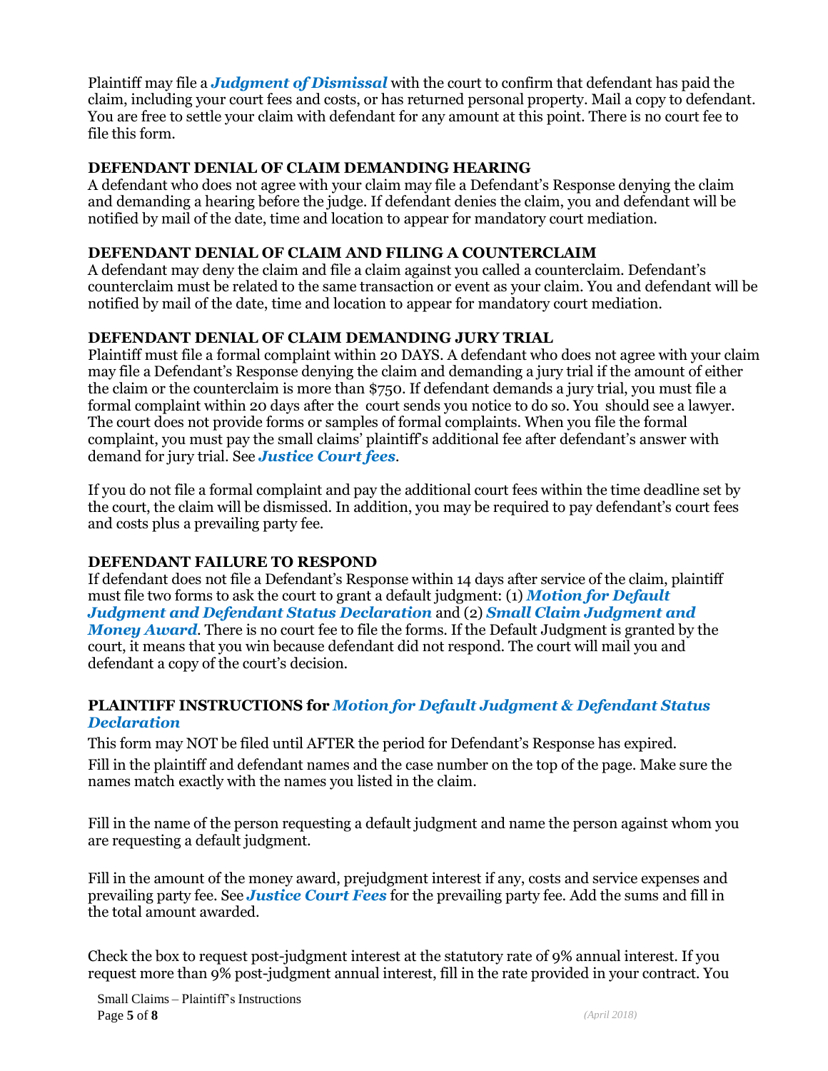Plaintiff may file a ***Judgment of Dismissal*** with the court to confirm that defendant has paid the claim, including your court fees and costs, or has returned personal property. Mail a copy to defendant. You are free to settle your claim with defendant for any amount at this point. There is no court fee to file this form.

**DEFENDANT DENIAL OF CLAIM DEMANDING HEARING**

A defendant who does not agree with your claim may file a Defendant's Response denying the claim and demanding a hearing before the judge. If defendant denies the claim, you and defendant will be notified by mail of the date, time and location to appear for mandatory court mediation.

**DEFENDANT DENIAL OF CLAIM AND FILING A COUNTERCLAIM**

A defendant may deny the claim and file a claim against you called a counterclaim. Defendant's counterclaim must be related to the same transaction or event as your claim. You and defendant will be notified by mail of the date, time and location to appear for mandatory court mediation.

**DEFENDANT DENIAL OF CLAIM DEMANDING JURY TRIAL**

Plaintiff must file a formal complaint within 20 DAYS. A defendant who does not agree with your claim may file a Defendant's Response denying the claim and demanding a jury trial if the amount of either the claim or the counterclaim is more than $750. If defendant demands a jury trial, you must file a formal complaint within 20 days after the court sends you notice to do so. You should see a lawyer. The court does not provide forms or samples of formal complaints. When you file the formal complaint, you must pay the small claims' plaintiff's additional fee after defendant's answer with demand for jury trial. See ***Justice Court fees***.

If you do not file a formal complaint and pay the additional court fees within the time deadline set by the court, the claim will be dismissed. In addition, you may be required to pay defendant's court fees and costs plus a prevailing party fee.

**DEFENDANT FAILURE TO RESPOND**

If defendant does not file a Defendant's Response within 14 days after service of the claim, plaintiff must file two forms to ask the court to grant a default judgment: (1) ***Motion for Default Judgment and Defendant Status Declaration*** and (2) ***Small Claim Judgment and Money Award***. There is no court fee to file the forms. If the Default Judgment is granted by the court, it means that you win because defendant did not respond. The court will mail you and defendant a copy of the court's decision.

**PLAINTIFF INSTRUCTIONS for *Motion for Default Judgment & Defendant Status Declaration***

This form may NOT be filed until AFTER the period for Defendant's Response has expired.

Fill in the plaintiff and defendant names and the case number on the top of the page. Make sure the names match exactly with the names you listed in the claim.

Fill in the name of the person requesting a default judgment and name the person against whom you are requesting a default judgment.

Fill in the amount of the money award, prejudgment interest if any, costs and service expenses and prevailing party fee. See ***Justice Court Fees*** for the prevailing party fee. Add the sums and fill in the total amount awarded.

Check the box to request post-judgment interest at the statutory rate of 9% annual interest. If you request more than 9% post-judgment annual interest, fill in the rate provided in your contract. You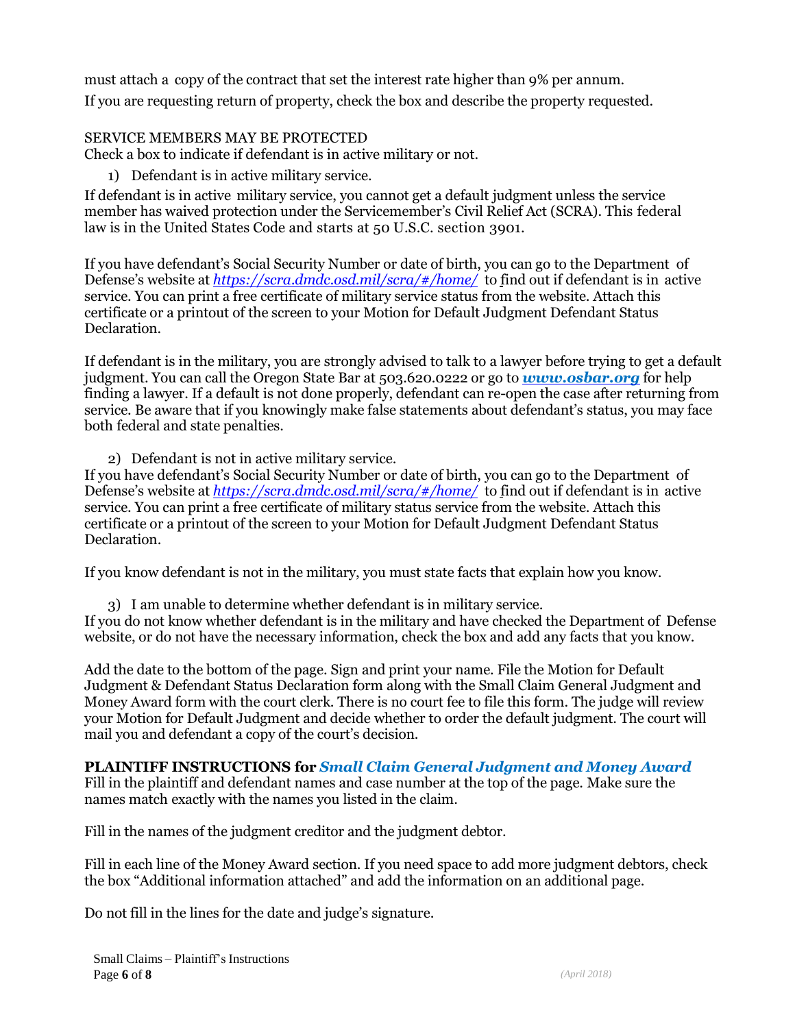must attach a copy of the contract that set the interest rate higher than 9% per annum.

If you are requesting return of property, check the box and describe the property requested.

SERVICE MEMBERS MAY BE PROTECTED

Check a box to indicate if defendant is in active military or not.

1) Defendant is in active military service.

If defendant is in active military service, you cannot get a default judgment unless the service member has waived protection under the Servicemember's Civil Relief Act (SCRA). This federal law is in the United States Code and starts at 50 U.S.C. section 3901.

If you have defendant's Social Security Number or date of birth, you can go to the Department of Defense's website at *https://scra.dmdc.osd.mil/scra/#/home/* to find out if defendant is in active service. You can print a free certificate of military service status from the website. Attach this certificate or a printout of the screen to your Motion for Default Judgment Defendant Status Declaration.

If defendant is in the military, you are strongly advised to talk to a lawyer before trying to get a default judgment. You can call the Oregon State Bar at 503.620.0222 or go to ***www.osbar.org*** for help finding a lawyer. If a default is not done properly, defendant can re-open the case after returning from service. Be aware that if you knowingly make false statements about defendant's status, you may face both federal and state penalties.

2) Defendant is not in active military service.

If you have defendant's Social Security Number or date of birth, you can go to the Department of Defense's website at *https://scra.dmdc.osd.mil/scra/#/home/* to find out if defendant is in active service. You can print a free certificate of military status service from the website. Attach this certificate or a printout of the screen to your Motion for Default Judgment Defendant Status Declaration.

If you know defendant is not in the military, you must state facts that explain how you know.

3) I am unable to determine whether defendant is in military service.

If you do not know whether defendant is in the military and have checked the Department of Defense website, or do not have the necessary information, check the box and add any facts that you know.

Add the date to the bottom of the page. Sign and print your name. File the Motion for Default Judgment & Defendant Status Declaration form along with the Small Claim General Judgment and Money Award form with the court clerk. There is no court fee to file this form. The judge will review your Motion for Default Judgment and decide whether to order the default judgment. The court will mail you and defendant a copy of the court's decision.

**PLAINTIFF INSTRUCTIONS for *Small Claim General Judgment and Money Award***

Fill in the plaintiff and defendant names and case number at the top of the page. Make sure the names match exactly with the names you listed in the claim.

Fill in the names of the judgment creditor and the judgment debtor.

Fill in each line of the Money Award section. If you need space to add more judgment debtors, check the box "Additional information attached" and add the information on an additional page.

Do not fill in the lines for the date and judge's signature.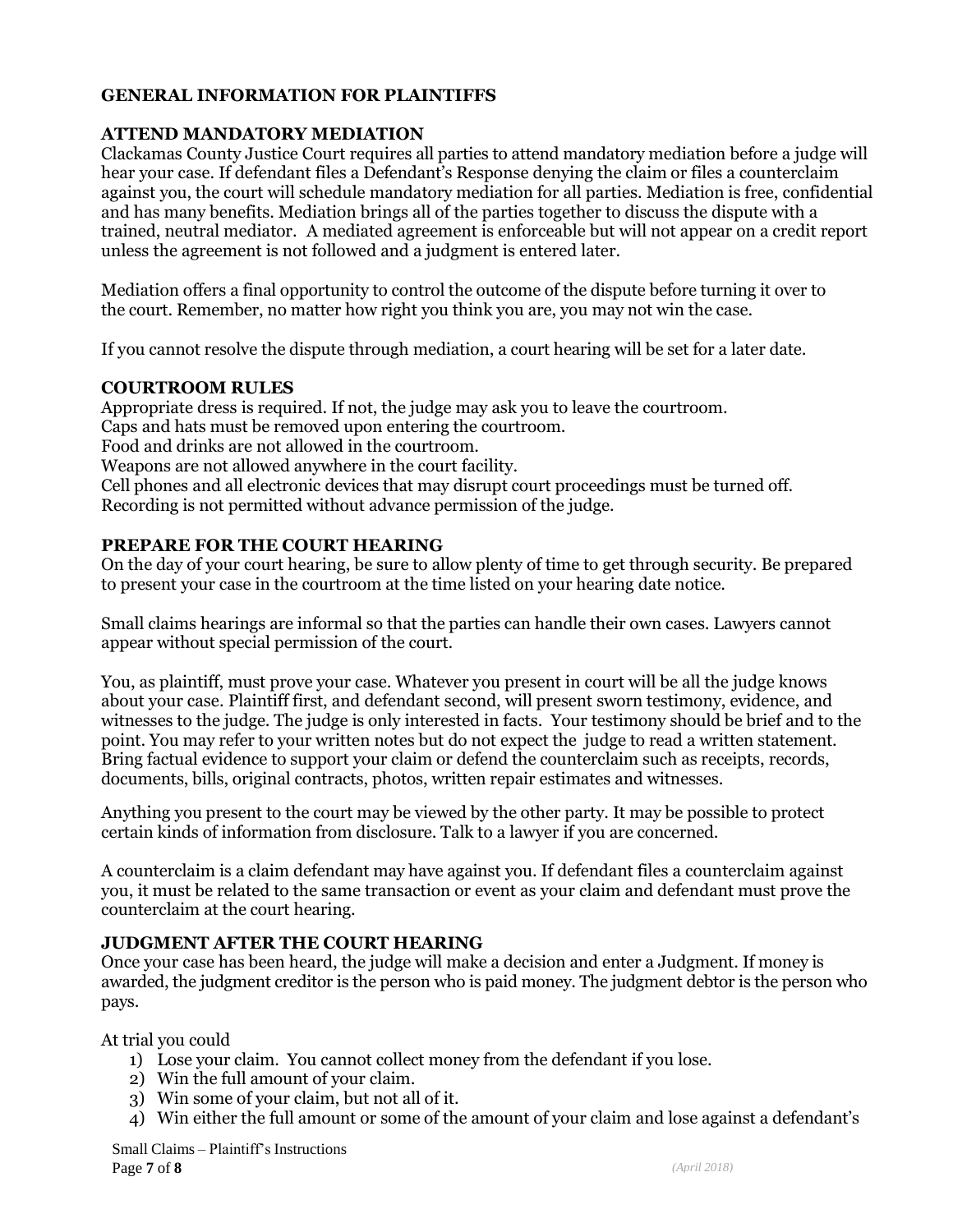## GENERAL INFORMATION FOR PLAINTIFFS

### ATTEND MANDATORY MEDIATION

Clackamas County Justice Court requires all parties to attend mandatory mediation before a judge will hear your case. If defendant files a Defendant's Response denying the claim or files a counterclaim against you, the court will schedule mandatory mediation for all parties. Mediation is free, confidential and has many benefits. Mediation brings all of the parties together to discuss the dispute with a trained, neutral mediator. A mediated agreement is enforceable but will not appear on a credit report unless the agreement is not followed and a judgment is entered later.

Mediation offers a final opportunity to control the outcome of the dispute before turning it over to the court. Remember, no matter how right you think you are, you may not win the case.

If you cannot resolve the dispute through mediation, a court hearing will be set for a later date.

### COURTROOM RULES

Appropriate dress is required. If not, the judge may ask you to leave the courtroom.
Caps and hats must be removed upon entering the courtroom.
Food and drinks are not allowed in the courtroom.
Weapons are not allowed anywhere in the court facility.
Cell phones and all electronic devices that may disrupt court proceedings must be turned off.
Recording is not permitted without advance permission of the judge.

### PREPARE FOR THE COURT HEARING

On the day of your court hearing, be sure to allow plenty of time to get through security. Be prepared to present your case in the courtroom at the time listed on your hearing date notice.

Small claims hearings are informal so that the parties can handle their own cases. Lawyers cannot appear without special permission of the court.

You, as plaintiff, must prove your case. Whatever you present in court will be all the judge knows about your case. Plaintiff first, and defendant second, will present sworn testimony, evidence, and witnesses to the judge. The judge is only interested in facts. Your testimony should be brief and to the point. You may refer to your written notes but do not expect the judge to read a written statement. Bring factual evidence to support your claim or defend the counterclaim such as receipts, records, documents, bills, original contracts, photos, written repair estimates and witnesses.

Anything you present to the court may be viewed by the other party. It may be possible to protect certain kinds of information from disclosure. Talk to a lawyer if you are concerned.

A counterclaim is a claim defendant may have against you. If defendant files a counterclaim against you, it must be related to the same transaction or event as your claim and defendant must prove the counterclaim at the court hearing.

### JUDGMENT AFTER THE COURT HEARING

Once your case has been heard, the judge will make a decision and enter a Judgment. If money is awarded, the judgment creditor is the person who is paid money. The judgment debtor is the person who pays.

At trial you could

1) Lose your claim. You cannot collect money from the defendant if you lose.
2) Win the full amount of your claim.
3) Win some of your claim, but not all of it.
4) Win either the full amount or some of the amount of your claim and lose against a defendant's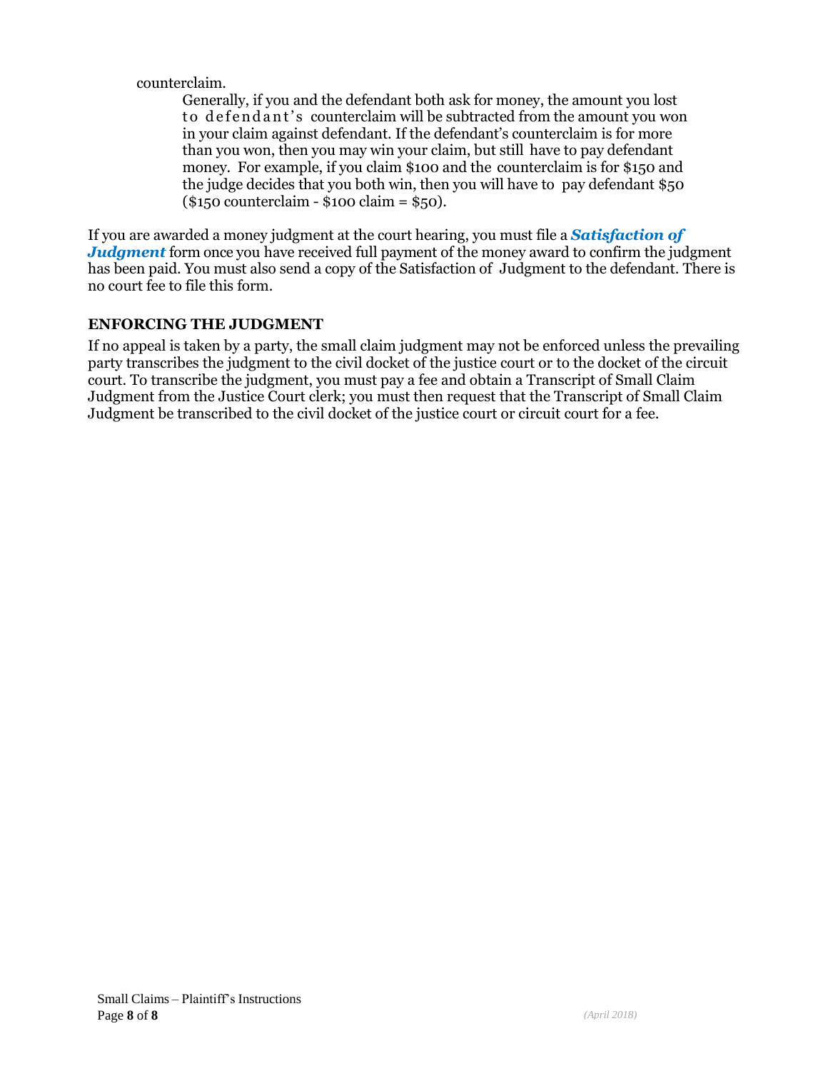counterclaim.

Generally, if you and the defendant both ask for money, the amount you lost to defendant's counterclaim will be subtracted from the amount you won in your claim against defendant. If the defendant's counterclaim is for more than you won, then you may win your claim, but still have to pay defendant money. For example, if you claim $100 and the counterclaim is for $150 and the judge decides that you both win, then you will have to pay defendant $50 ($150 counterclaim - $100 claim = $50).

If you are awarded a money judgment at the court hearing, you must file a ***Satisfaction of Judgment*** form once you have received full payment of the money award to confirm the judgment has been paid. You must also send a copy of the Satisfaction of Judgment to the defendant. There is no court fee to file this form.

## ENFORCING THE JUDGMENT

If no appeal is taken by a party, the small claim judgment may not be enforced unless the prevailing party transcribes the judgment to the civil docket of the justice court or to the docket of the circuit court. To transcribe the judgment, you must pay a fee and obtain a Transcript of Small Claim Judgment from the Justice Court clerk; you must then request that the Transcript of Small Claim Judgment be transcribed to the civil docket of the justice court or circuit court for a fee.